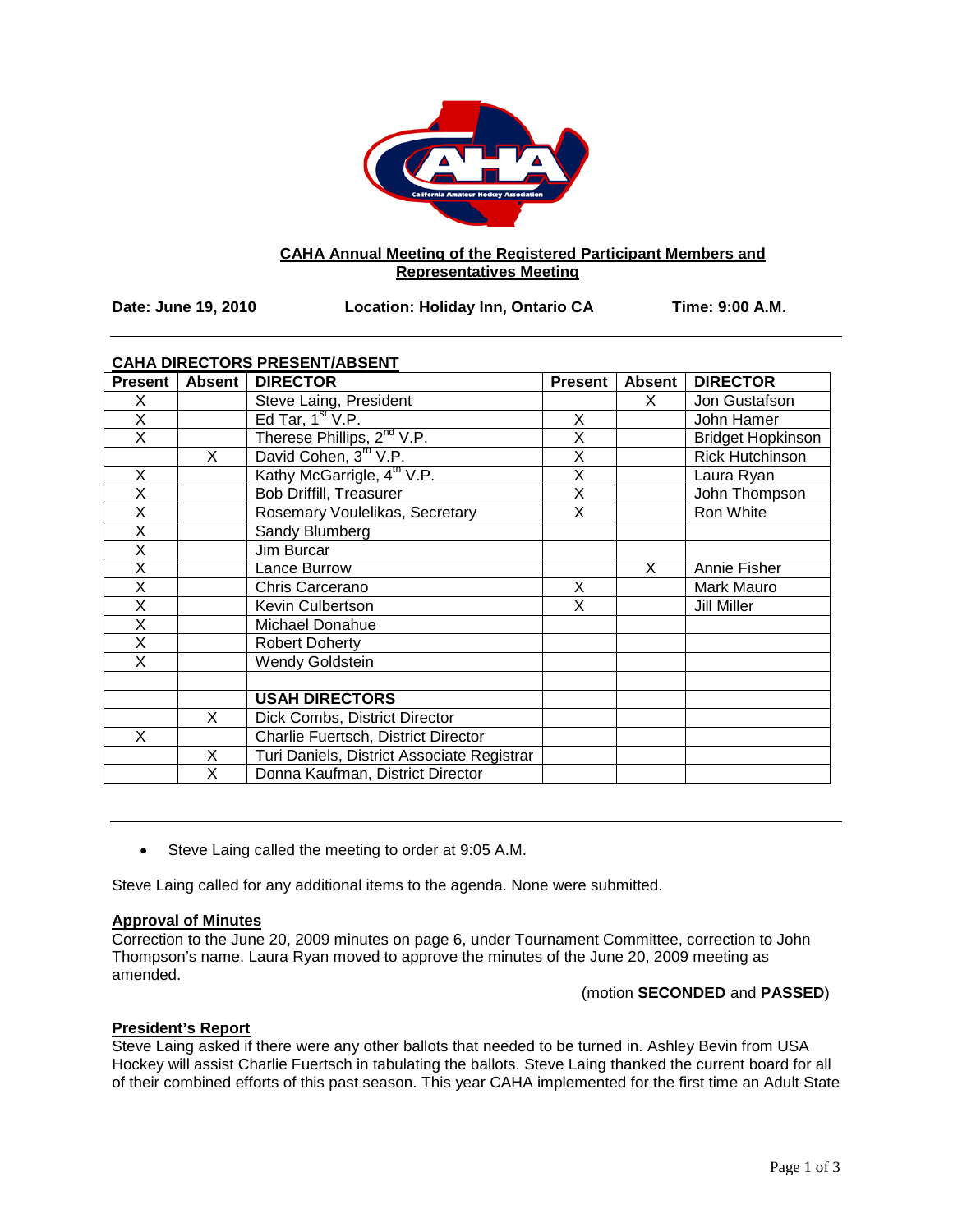**CAHA Annual Meeting of the Registered Participant Members and Representatives Meeting**

**Date: June 19, 2010** **Location: Holiday Inn, Ontario CA** **Time: 9:00 A.M.**

---

**CAHA DIRECTORS PRESENT/ABSENT**

| Present | Absent | DIRECTOR | Present | Absent | DIRECTOR |
|---|---|---|---|---|---|
| X | | Steve Laing, President | | X | Jon Gustafson |
| X | | Ed Tar, 1st V.P. | X | | John Hamer |
| X | | Therese Phillips, 2nd V.P. | X | | Bridget Hopkinson |
| | X | David Cohen, 3rd V.P. | X | | Rick Hutchinson |
| X | | Kathy McGarrigle, 4th V.P. | X | | Laura Ryan |
| X | | Bob Driffill, Treasurer | X | | John Thompson |
| X | | Rosemary Voulelikas, Secretary | X | | Ron White |
| X | | Sandy Blumberg | | | |
| X | | Jim Burcar | | | |
| X | | Lance Burrow | | X | Annie Fisher |
| X | | Chris Carcerano | X | | Mark Mauro |
| X | | Kevin Culbertson | X | | Jill Miller |
| X | | Michael Donahue | | | |
| X | | Robert Doherty | | | |
| X | | Wendy Goldstein | | | |
| | | | | | |
| | | **USAH DIRECTORS** | | | |
| | X | Dick Combs, District Director | | | |
| X | | Charlie Fuertsch, District Director | | | |
| | X | Turi Daniels, District Associate Registrar | | | |
| | X | Donna Kaufman, District Director | | | |

---

- Steve Laing called the meeting to order at 9:05 A.M.

Steve Laing called for any additional items to the agenda. None were submitted.

**Approval of Minutes**

Correction to the June 20, 2009 minutes on page 6, under Tournament Committee, correction to John Thompson's name. Laura Ryan moved to approve the minutes of the June 20, 2009 meeting as amended.

(motion **SECONDED** and **PASSED**)

**President's Report**

Steve Laing asked if there were any other ballots that needed to be turned in. Ashley Bevin from USA Hockey will assist Charlie Fuertsch in tabulating the ballots. Steve Laing thanked the current board for all of their combined efforts of this past season. This year CAHA implemented for the first time an Adult State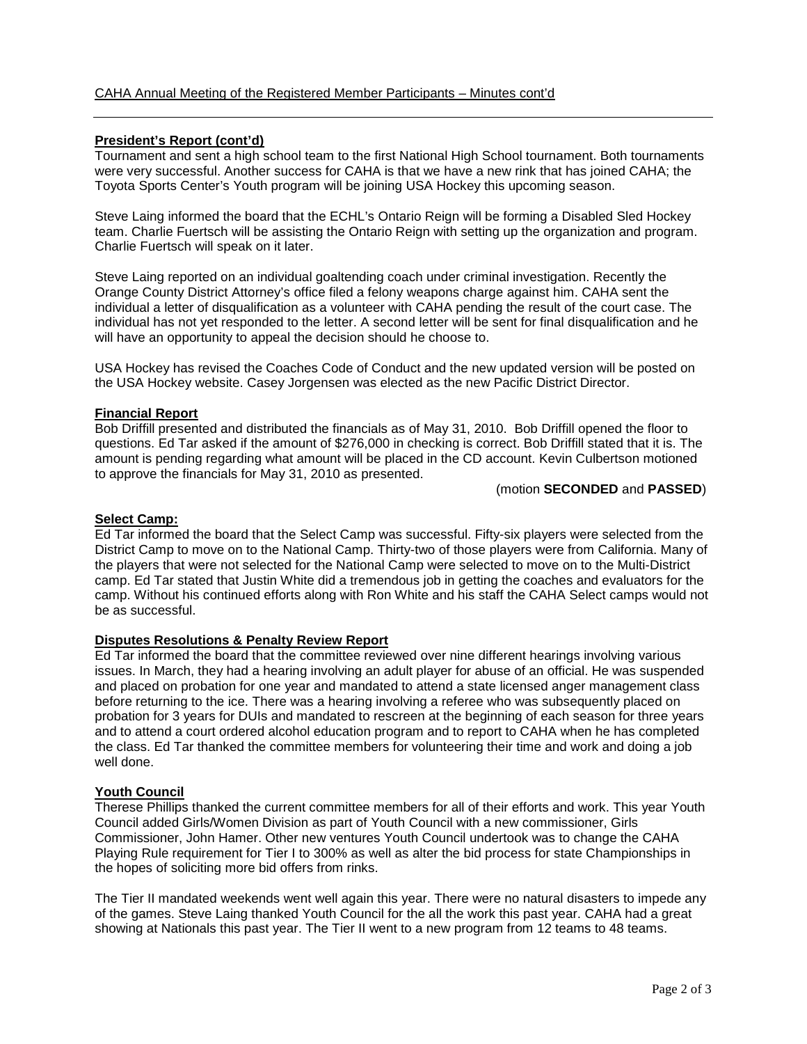CAHA Annual Meeting of the Registered Member Participants – Minutes cont'd

**President's Report (cont'd)**
Tournament and sent a high school team to the first National High School tournament. Both tournaments were very successful. Another success for CAHA is that we have a new rink that has joined CAHA; the Toyota Sports Center's Youth program will be joining USA Hockey this upcoming season.

Steve Laing informed the board that the ECHL's Ontario Reign will be forming a Disabled Sled Hockey team. Charlie Fuertsch will be assisting the Ontario Reign with setting up the organization and program. Charlie Fuertsch will speak on it later.

Steve Laing reported on an individual goaltending coach under criminal investigation. Recently the Orange County District Attorney's office filed a felony weapons charge against him. CAHA sent the individual a letter of disqualification as a volunteer with CAHA pending the result of the court case. The individual has not yet responded to the letter. A second letter will be sent for final disqualification and he will have an opportunity to appeal the decision should he choose to.

USA Hockey has revised the Coaches Code of Conduct and the new updated version will be posted on the USA Hockey website. Casey Jorgensen was elected as the new Pacific District Director.

**Financial Report**
Bob Driffill presented and distributed the financials as of May 31, 2010. Bob Driffill opened the floor to questions. Ed Tar asked if the amount of $276,000 in checking is correct. Bob Driffill stated that it is. The amount is pending regarding what amount will be placed in the CD account. Kevin Culbertson motioned to approve the financials for May 31, 2010 as presented.

(motion **SECONDED** and **PASSED**)

**Select Camp:**
Ed Tar informed the board that the Select Camp was successful. Fifty-six players were selected from the District Camp to move on to the National Camp. Thirty-two of those players were from California. Many of the players that were not selected for the National Camp were selected to move on to the Multi-District camp. Ed Tar stated that Justin White did a tremendous job in getting the coaches and evaluators for the camp. Without his continued efforts along with Ron White and his staff the CAHA Select camps would not be as successful.

**Disputes Resolutions & Penalty Review Report**
Ed Tar informed the board that the committee reviewed over nine different hearings involving various issues. In March, they had a hearing involving an adult player for abuse of an official. He was suspended and placed on probation for one year and mandated to attend a state licensed anger management class before returning to the ice. There was a hearing involving a referee who was subsequently placed on probation for 3 years for DUIs and mandated to rescreen at the beginning of each season for three years and to attend a court ordered alcohol education program and to report to CAHA when he has completed the class. Ed Tar thanked the committee members for volunteering their time and work and doing a job well done.

**Youth Council**
Therese Phillips thanked the current committee members for all of their efforts and work. This year Youth Council added Girls/Women Division as part of Youth Council with a new commissioner, Girls Commissioner, John Hamer. Other new ventures Youth Council undertook was to change the CAHA Playing Rule requirement for Tier I to 300% as well as alter the bid process for state Championships in the hopes of soliciting more bid offers from rinks.

The Tier II mandated weekends went well again this year. There were no natural disasters to impede any of the games. Steve Laing thanked Youth Council for the all the work this past year. CAHA had a great showing at Nationals this past year. The Tier II went to a new program from 12 teams to 48 teams.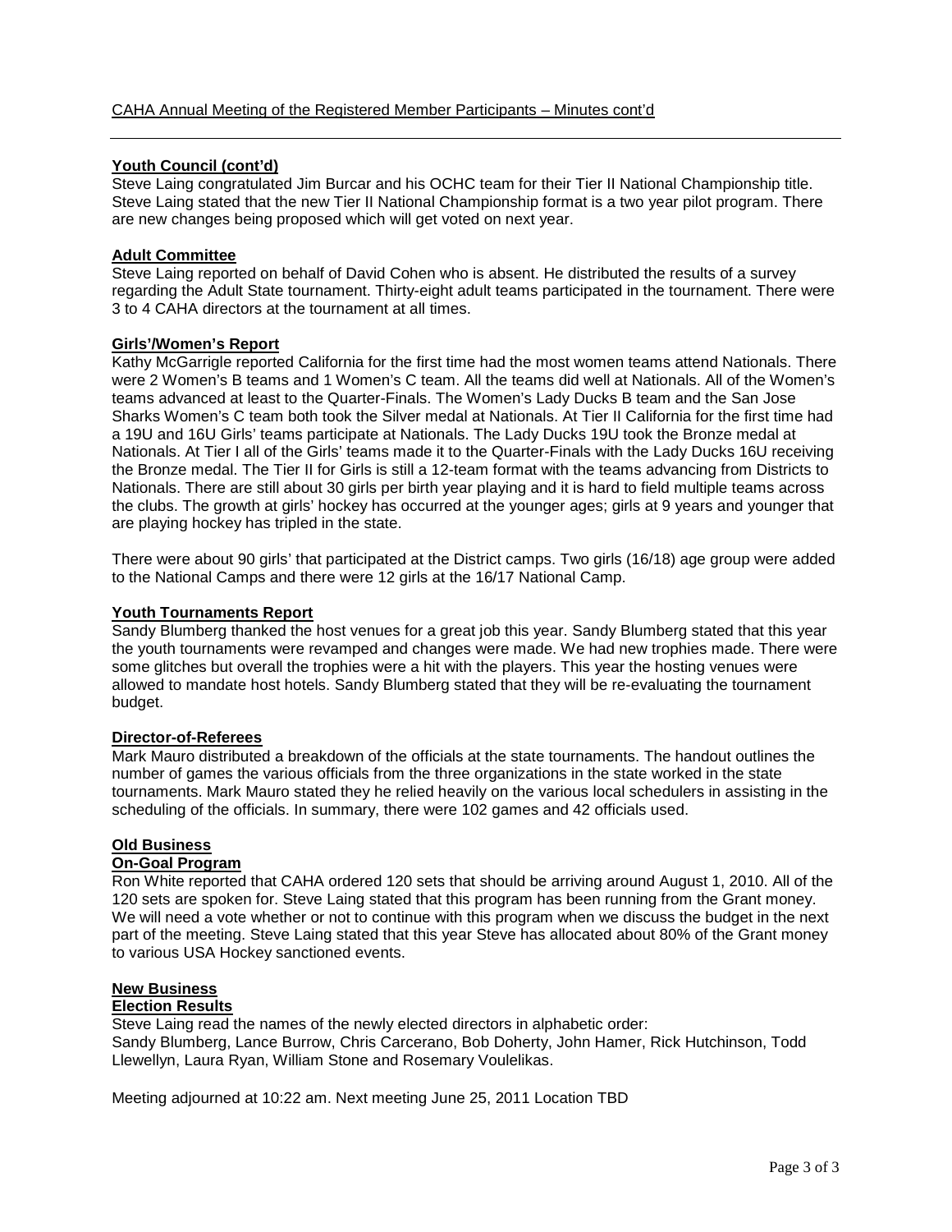CAHA Annual Meeting of the Registered Member Participants – Minutes cont'd

**Youth Council (cont'd)**

Steve Laing congratulated Jim Burcar and his OCHC team for their Tier II National Championship title. Steve Laing stated that the new Tier II National Championship format is a two year pilot program. There are new changes being proposed which will get voted on next year.

**Adult Committee**

Steve Laing reported on behalf of David Cohen who is absent. He distributed the results of a survey regarding the Adult State tournament. Thirty-eight adult teams participated in the tournament. There were 3 to 4 CAHA directors at the tournament at all times.

**Girls'/Women's Report**

Kathy McGarrigle reported California for the first time had the most women teams attend Nationals. There were 2 Women's B teams and 1 Women's C team. All the teams did well at Nationals. All of the Women's teams advanced at least to the Quarter-Finals. The Women's Lady Ducks B team and the San Jose Sharks Women's C team both took the Silver medal at Nationals. At Tier II California for the first time had a 19U and 16U Girls' teams participate at Nationals. The Lady Ducks 19U took the Bronze medal at Nationals. At Tier I all of the Girls' teams made it to the Quarter-Finals with the Lady Ducks 16U receiving the Bronze medal. The Tier II for Girls is still a 12-team format with the teams advancing from Districts to Nationals. There are still about 30 girls per birth year playing and it is hard to field multiple teams across the clubs. The growth at girls' hockey has occurred at the younger ages; girls at 9 years and younger that are playing hockey has tripled in the state.

There were about 90 girls' that participated at the District camps. Two girls (16/18) age group were added to the National Camps and there were 12 girls at the 16/17 National Camp.

**Youth Tournaments Report**

Sandy Blumberg thanked the host venues for a great job this year. Sandy Blumberg stated that this year the youth tournaments were revamped and changes were made. We had new trophies made. There were some glitches but overall the trophies were a hit with the players. This year the hosting venues were allowed to mandate host hotels. Sandy Blumberg stated that they will be re-evaluating the tournament budget.

**Director-of-Referees**

Mark Mauro distributed a breakdown of the officials at the state tournaments. The handout outlines the number of games the various officials from the three organizations in the state worked in the state tournaments. Mark Mauro stated they he relied heavily on the various local schedulers in assisting in the scheduling of the officials. In summary, there were 102 games and 42 officials used.

**Old Business**

**On-Goal Program**

Ron White reported that CAHA ordered 120 sets that should be arriving around August 1, 2010. All of the 120 sets are spoken for. Steve Laing stated that this program has been running from the Grant money. We will need a vote whether or not to continue with this program when we discuss the budget in the next part of the meeting. Steve Laing stated that this year Steve has allocated about 80% of the Grant money to various USA Hockey sanctioned events.

**New Business**

**Election Results**

Steve Laing read the names of the newly elected directors in alphabetic order:
Sandy Blumberg, Lance Burrow, Chris Carcerano, Bob Doherty, John Hamer, Rick Hutchinson, Todd Llewellyn, Laura Ryan, William Stone and Rosemary Voulelikas.

Meeting adjourned at 10:22 am. Next meeting June 25, 2011 Location TBD